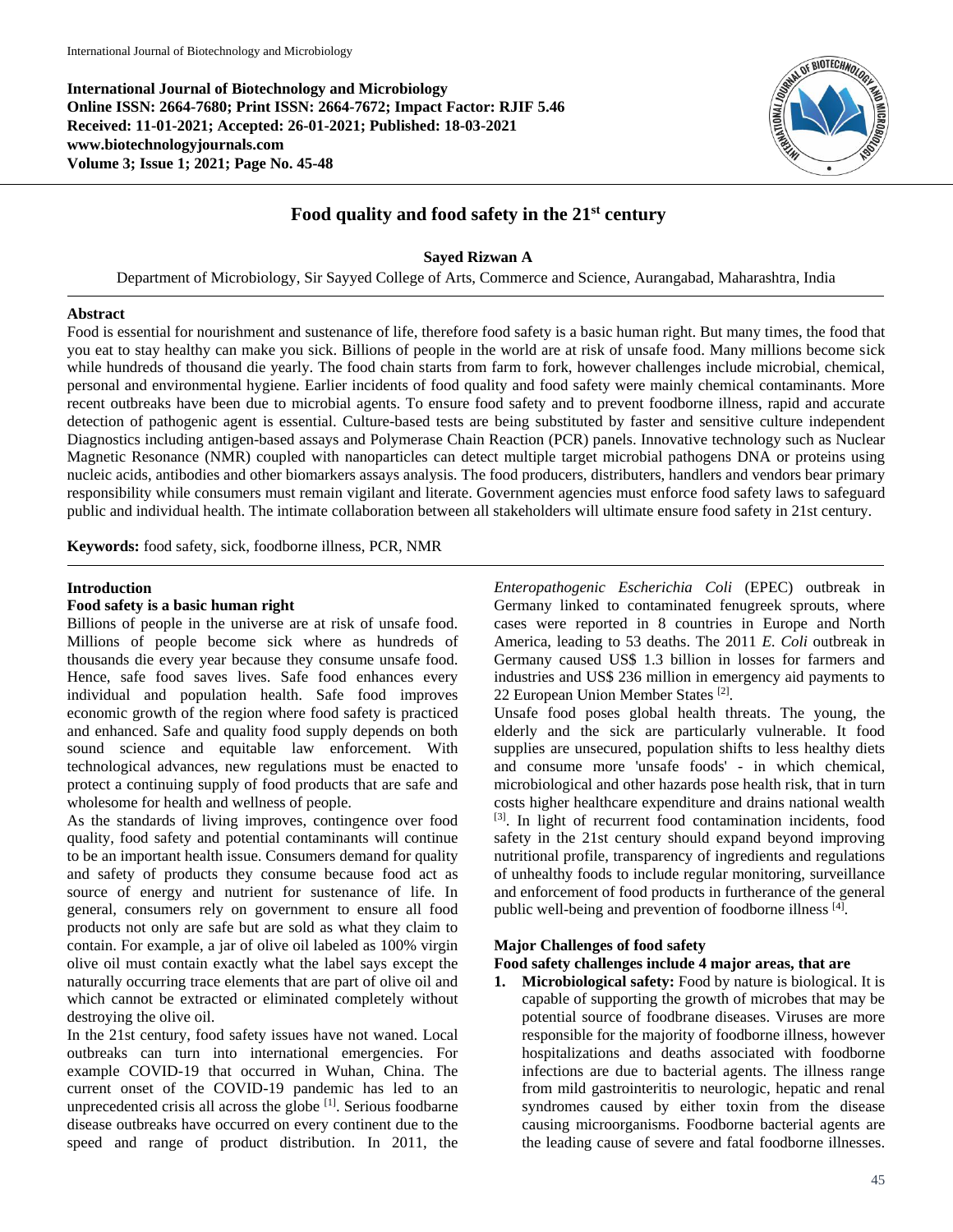**International Journal of Biotechnology and Microbiology**
**Online ISSN: 2664-7680; Print ISSN: 2664-7672; Impact Factor: RJIF 5.46**
**Received: 11-01-2021; Accepted: 26-01-2021; Published: 18-03-2021**
**www.biotechnologyjournals.com**
**Volume 3; Issue 1; 2021; Page No. 45-48**

# Food quality and food safety in the 21st century

**Sayed Rizwan A**

Department of Microbiology, Sir Sayyed College of Arts, Commerce and Science, Aurangabad, Maharashtra, India

## Abstract

Food is essential for nourishment and sustenance of life, therefore food safety is a basic human right. But many times, the food that you eat to stay healthy can make you sick. Billions of people in the world are at risk of unsafe food. Many millions become sick while hundreds of thousand die yearly. The food chain starts from farm to fork, however challenges include microbial, chemical, personal and environmental hygiene. Earlier incidents of food quality and food safety were mainly chemical contaminants. More recent outbreaks have been due to microbial agents. To ensure food safety and to prevent foodborne illness, rapid and accurate detection of pathogenic agent is essential. Culture-based tests are being substituted by faster and sensitive culture independent Diagnostics including antigen-based assays and Polymerase Chain Reaction (PCR) panels. Innovative technology such as Nuclear Magnetic Resonance (NMR) coupled with nanoparticles can detect multiple target microbial pathogens DNA or proteins using nucleic acids, antibodies and other biomarkers assays analysis. The food producers, distributers, handlers and vendors bear primary responsibility while consumers must remain vigilant and literate. Government agencies must enforce food safety laws to safeguard public and individual health. The intimate collaboration between all stakeholders will ultimate ensure food safety in 21st century.

**Keywords:** food safety, sick, foodborne illness, PCR, NMR

## Introduction

### Food safety is a basic human right

Billions of people in the universe are at risk of unsafe food. Millions of people become sick where as hundreds of thousands die every year because they consume unsafe food. Hence, safe food saves lives. Safe food enhances every individual and population health. Safe food improves economic growth of the region where food safety is practiced and enhanced. Safe and quality food supply depends on both sound science and equitable law enforcement. With technological advances, new regulations must be enacted to protect a continuing supply of food products that are safe and wholesome for health and wellness of people.

As the standards of living improves, contingence over food quality, food safety and potential contaminants will continue to be an important health issue. Consumers demand for quality and safety of products they consume because food act as source of energy and nutrient for sustenance of life. In general, consumers rely on government to ensure all food products not only are safe but are sold as what they claim to contain. For example, a jar of olive oil labeled as 100% virgin olive oil must contain exactly what the label says except the naturally occurring trace elements that are part of olive oil and which cannot be extracted or eliminated completely without destroying the olive oil.

In the 21st century, food safety issues have not waned. Local outbreaks can turn into international emergencies. For example COVID-19 that occurred in Wuhan, China. The current onset of the COVID-19 pandemic has led to an unprecedented crisis all across the globe [1]. Serious foodbarne disease outbreaks have occurred on every continent due to the speed and range of product distribution. In 2011, the *Enteropathogenic Escherichia Coli* (EPEC) outbreak in Germany linked to contaminated fenugreek sprouts, where cases were reported in 8 countries in Europe and North America, leading to 53 deaths. The 2011 *E. Coli* outbreak in Germany caused US$ 1.3 billion in losses for farmers and industries and US$ 236 million in emergency aid payments to 22 European Union Member States [2].

Unsafe food poses global health threats. The young, the elderly and the sick are particularly vulnerable. It food supplies are unsecured, population shifts to less healthy diets and consume more 'unsafe foods' - in which chemical, microbiological and other hazards pose health risk, that in turn costs higher healthcare expenditure and drains national wealth [3]. In light of recurrent food contamination incidents, food safety in the 21st century should expand beyond improving nutritional profile, transparency of ingredients and regulations of unhealthy foods to include regular monitoring, surveillance and enforcement of food products in furtherance of the general public well-being and prevention of foodborne illness [4].

### Major Challenges of food safety

**Food safety challenges include 4 major areas, that are**

1. **Microbiological safety:** Food by nature is biological. It is capable of supporting the growth of microbes that may be potential source of foodbrane diseases. Viruses are more responsible for the majority of foodborne illness, however hospitalizations and deaths associated with foodborne infections are due to bacterial agents. The illness range from mild gastrointeritis to neurologic, hepatic and renal syndromes caused by either toxin from the disease causing microorganisms. Foodborne bacterial agents are the leading cause of severe and fatal foodborne illnesses.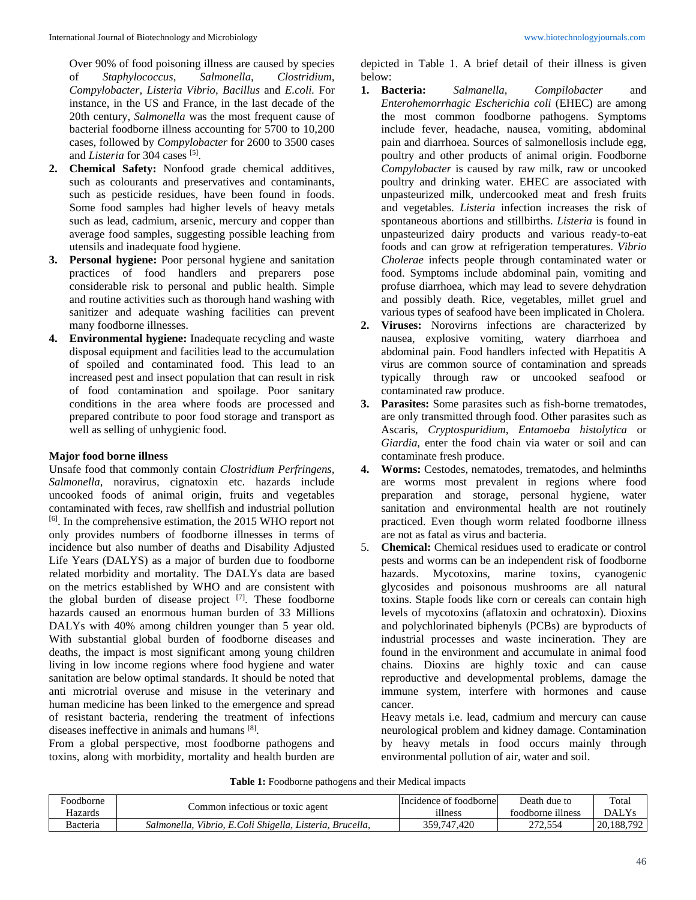Over 90% of food poisoning illness are caused by species of *Staphylococcus, Salmonella, Clostridium, Compylobacter, Listeria Vibrio, Bacillus* and *E.coli.* For instance, in the US and France, in the last decade of the 20th century, *Salmonella* was the most frequent cause of bacterial foodborne illness accounting for 5700 to 10,200 cases, followed by *Compylobacter* for 2600 to 3500 cases and *Listeria* for 304 cases [5].

2. **Chemical Safety:** Nonfood grade chemical additives, such as colourants and preservatives and contaminants, such as pesticide residues, have been found in foods. Some food samples had higher levels of heavy metals such as lead, cadmium, arsenic, mercury and copper than average food samples, suggesting possible leaching from utensils and inadequate food hygiene.
3. **Personal hygiene:** Poor personal hygiene and sanitation practices of food handlers and preparers pose considerable risk to personal and public health. Simple and routine activities such as thorough hand washing with sanitizer and adequate washing facilities can prevent many foodborne illnesses.
4. **Environmental hygiene:** Inadequate recycling and waste disposal equipment and facilities lead to the accumulation of spoiled and contaminated food. This lead to an increased pest and insect population that can result in risk of food contamination and spoilage. Poor sanitary conditions in the area where foods are processed and prepared contribute to poor food storage and transport as well as selling of unhygienic food.

**Major food borne illness**

Unsafe food that commonly contain *Clostridium Perfringens, Salmonella,* noravirus, cignatoxin etc. hazards include uncooked foods of animal origin, fruits and vegetables contaminated with feces, raw shellfish and industrial pollution [6]. In the comprehensive estimation, the 2015 WHO report not only provides numbers of foodborne illnesses in terms of incidence but also number of deaths and Disability Adjusted Life Years (DALYS) as a major of burden due to foodborne related morbidity and mortality. The DALYs data are based on the metrics established by WHO and are consistent with the global burden of disease project [7]. These foodborne hazards caused an enormous human burden of 33 Millions DALYs with 40% among children younger than 5 year old. With substantial global burden of foodborne diseases and deaths, the impact is most significant among young children living in low income regions where food hygiene and water sanitation are below optimal standards. It should be noted that anti microtrial overuse and misuse in the veterinary and human medicine has been linked to the emergence and spread of resistant bacteria, rendering the treatment of infections diseases ineffective in animals and humans [8].

From a global perspective, most foodborne pathogens and toxins, along with morbidity, mortality and health burden are depicted in Table 1. A brief detail of their illness is given below:

1. **Bacteria:** *Salmanella, Compilobacter* and *Enterohemorrhagic Escherichia coli* (EHEC) are among the most common foodborne pathogens. Symptoms include fever, headache, nausea, vomiting, abdominal pain and diarrhoea. Sources of salmonellosis include egg, poultry and other products of animal origin. Foodborne *Compylobacter* is caused by raw milk, raw or uncooked poultry and drinking water. EHEC are associated with unpasteurized milk, undercooked meat and fresh fruits and vegetables. *Listeria* infection increases the risk of spontaneous abortions and stillbirths. *Listeria* is found in unpasteurized dairy products and various ready-to-eat foods and can grow at refrigeration temperatures. *Vibrio Cholerae* infects people through contaminated water or food. Symptoms include abdominal pain, vomiting and profuse diarrhoea, which may lead to severe dehydration and possibly death. Rice, vegetables, millet gruel and various types of seafood have been implicated in Cholera.
2. **Viruses:** Norovirns infections are characterized by nausea, explosive vomiting, watery diarrhoea and abdominal pain. Food handlers infected with Hepatitis A virus are common source of contamination and spreads typically through raw or uncooked seafood or contaminated raw produce.
3. **Parasites:** Some parasites such as fish-borne trematodes, are only transmitted through food. Other parasites such as Ascaris, *Cryptospuridium, Entamoeba histolytica* or *Giardia,* enter the food chain via water or soil and can contaminate fresh produce.
4. **Worms:** Cestodes, nematodes, trematodes, and helminths are worms most prevalent in regions where food preparation and storage, personal hygiene, water sanitation and environmental health are not routinely practiced. Even though worm related foodborne illness are not as fatal as virus and bacteria.
5. **Chemical:** Chemical residues used to eradicate or control pests and worms can be an independent risk of foodborne hazards. Mycotoxins, marine toxins, cyanogenic glycosides and poisonous mushrooms are all natural toxins. Staple foods like corn or cereals can contain high levels of mycotoxins (aflatoxin and ochratoxin). Dioxins and polychlorinated biphenyls (PCBs) are byproducts of industrial processes and waste incineration. They are found in the environment and accumulate in animal food chains. Dioxins are highly toxic and can cause reproductive and developmental problems, damage the immune system, interfere with hormones and cause cancer.

   Heavy metals i.e. lead, cadmium and mercury can cause neurological problem and kidney damage. Contamination by heavy metals in food occurs mainly through environmental pollution of air, water and soil.

**Table 1:** Foodborne pathogens and their Medical impacts

| Foodborne Hazards | Common infectious or toxic agent | Incidence of foodborne illness | Death due to foodborne illness | Total DALYs |
|---|---|---|---|---|
| Bacteria | *Salmonella, Vibrio, E.Coli Shigella, Listeria, Brucella,* | 359,747,420 | 272,554 | 20,188,792 |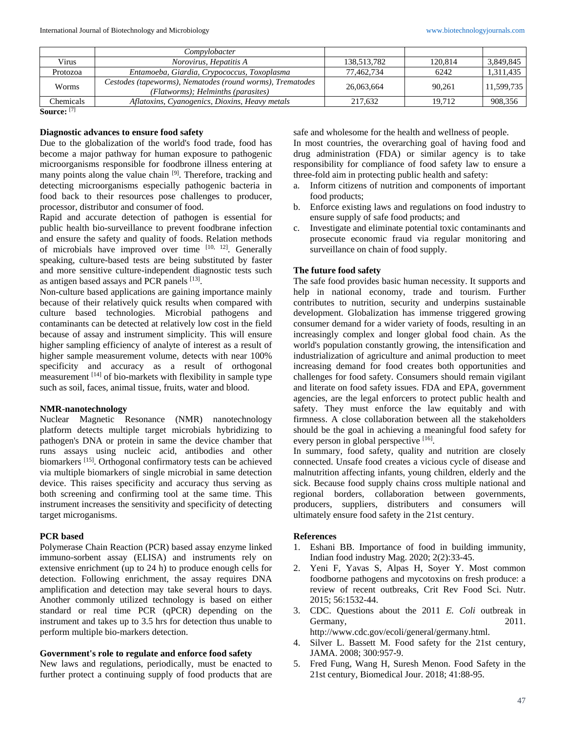| | *Compylobacter* | | | |
|---|---|---|---|---|
| Virus | *Norovirus, Hepatitis A* | 138,513,782 | 120,814 | 3,849,845 |
| Protozoa | *Entamoeba, Giardia, Crypococcus, Toxoplasma* | 77,462,734 | 6242 | 1,311,435 |
| Worms | *Cestodes (tapeworms), Nematodes (round worms), Trematodes (Flatworms); Helminths (parasites)* | 26,063,664 | 90,261 | 11,599,735 |
| Chemicals | *Aflatoxins, Cyanogenics, Dioxins, Heavy metals* | 217,632 | 19,712 | 908,356 |

**Source:** [7]

**Diagnostic advances to ensure food safety**

Due to the globalization of the world's food trade, food has become a major pathway for human exposure to pathogenic microorganisms responsible for foodbrone illness entering at many points along the value chain [9]. Therefore, tracking and detecting microorganisms especially pathogenic bacteria in food back to their resources pose challenges to producer, processor, distributor and consumer of food.

Rapid and accurate detection of pathogen is essential for public health bio-surveillance to prevent foodbrane infection and ensure the safety and quality of foods. Relation methods of microbials have improved over time [10, 12]. Generally speaking, culture-based tests are being substituted by faster and more sensitive culture-independent diagnostic tests such as antigen based assays and PCR panels [13].

Non-culture based applications are gaining importance mainly because of their relatively quick results when compared with culture based technologies. Microbial pathogens and contaminants can be detected at relatively low cost in the field because of assay and instrument simplicity. This will ensure higher sampling efficiency of analyte of interest as a result of higher sample measurement volume, detects with near 100% specificity and accuracy as a result of orthogonal measurement [14] of bio-markets with flexibility in sample type such as soil, faces, animal tissue, fruits, water and blood.

**NMR-nanotechnology**

Nuclear Magnetic Resonance (NMR) nanotechnology platform detects multiple target microbials hybridizing to pathogen's DNA or protein in same the device chamber that runs assays using nucleic acid, antibodies and other biomarkers [15]. Orthogonal confirmatory tests can be achieved via multiple biomarkers of single microbial in same detection device. This raises specificity and accuracy thus serving as both screening and confirming tool at the same time. This instrument increases the sensitivity and specificity of detecting target microganisms.

**PCR based**

Polymerase Chain Reaction (PCR) based assay enzyme linked immuno-sorbent assay (ELISA) and instruments rely on extensive enrichment (up to 24 h) to produce enough cells for detection. Following enrichment, the assay requires DNA amplification and detection may take several hours to days. Another commonly utilized technology is based on either standard or real time PCR (qPCR) depending on the instrument and takes up to 3.5 hrs for detection thus unable to perform multiple bio-markers detection.

**Government's role to regulate and enforce food safety**

New laws and regulations, periodically, must be enacted to further protect a continuing supply of food products that are safe and wholesome for the health and wellness of people.

In most countries, the overarching goal of having food and drug administration (FDA) or similar agency is to take responsibility for compliance of food safety law to ensure a three-fold aim in protecting public health and safety:

a. Inform citizens of nutrition and components of important food products;
b. Enforce existing laws and regulations on food industry to ensure supply of safe food products; and
c. Investigate and eliminate potential toxic contaminants and prosecute economic fraud via regular monitoring and surveillance on chain of food supply.

**The future food safety**

The safe food provides basic human necessity. It supports and help in national economy, trade and tourism. Further contributes to nutrition, security and underpins sustainable development. Globalization has immense triggered growing consumer demand for a wider variety of foods, resulting in an increasingly complex and longer global food chain. As the world's population constantly growing, the intensification and industrialization of agriculture and animal production to meet increasing demand for food creates both opportunities and challenges for food safety. Consumers should remain vigilant and literate on food safety issues. FDA and EPA, government agencies, are the legal enforcers to protect public health and safety. They must enforce the law equitably and with firmness. A close collaboration between all the stakeholders should be the goal in achieving a meaningful food safety for every person in global perspective [16].

In summary, food safety, quality and nutrition are closely connected. Unsafe food creates a vicious cycle of disease and malnutrition affecting infants, young children, elderly and the sick. Because food supply chains cross multiple national and regional borders, collaboration between governments, producers, suppliers, distributers and consumers will ultimately ensure food safety in the 21st century.

**References**

1. Eshani BB. Importance of food in building immunity, Indian food industry Mag. 2020; 2(2):33-45.
2. Yeni F, Yavas S, Alpas H, Soyer Y. Most common foodborne pathogens and mycotoxins on fresh produce: a review of recent outbreaks, Crit Rev Food Sci. Nutr. 2015; 56:1532-44.
3. CDC. Questions about the 2011 *E. Coli* outbreak in Germany, 2011. http://www.cdc.gov/ecoli/general/germany.html.
4. Silver L. Bassett M. Food safety for the 21st century, JAMA. 2008; 300:957-9.
5. Fred Fung, Wang H, Suresh Menon. Food Safety in the 21st century, Biomedical Jour. 2018; 41:88-95.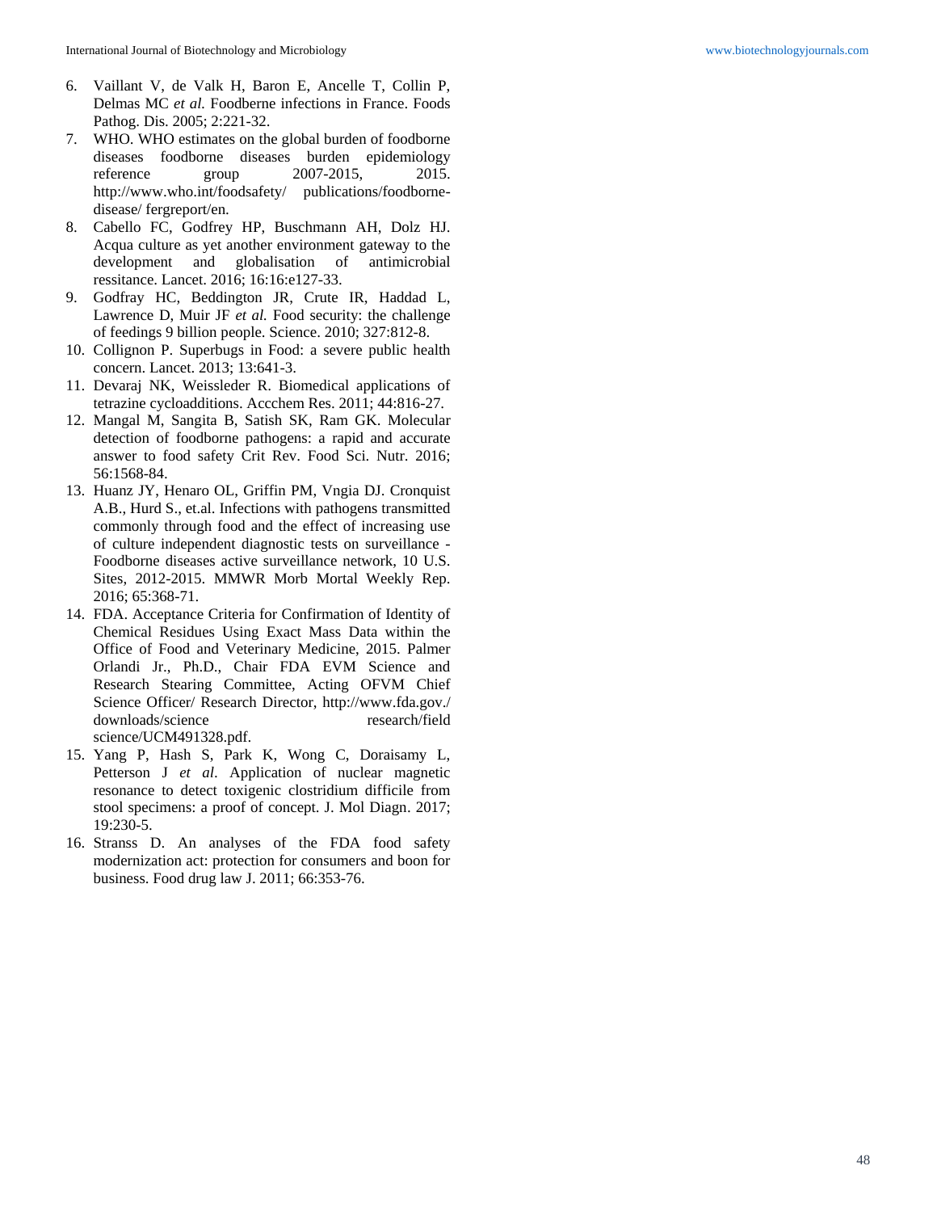6. Vaillant V, de Valk H, Baron E, Ancelle T, Collin P, Delmas MC *et al.* Foodberne infections in France. Foods Pathog. Dis. 2005; 2:221-32.
7. WHO. WHO estimates on the global burden of foodborne diseases foodborne diseases burden epidemiology reference group 2007-2015, 2015. http://www.who.int/foodsafety/ publications/foodborne-disease/ fergreport/en.
8. Cabello FC, Godfrey HP, Buschmann AH, Dolz HJ. Acqua culture as yet another environment gateway to the development and globalisation of antimicrobial ressitance. Lancet. 2016; 16:16:e127-33.
9. Godfray HC, Beddington JR, Crute IR, Haddad L, Lawrence D, Muir JF *et al.* Food security: the challenge of feedings 9 billion people. Science. 2010; 327:812-8.
10. Collignon P. Superbugs in Food: a severe public health concern. Lancet. 2013; 13:641-3.
11. Devaraj NK, Weissleder R. Biomedical applications of tetrazine cycloadditions. Accchem Res. 2011; 44:816-27.
12. Mangal M, Sangita B, Satish SK, Ram GK. Molecular detection of foodborne pathogens: a rapid and accurate answer to food safety Crit Rev. Food Sci. Nutr. 2016; 56:1568-84.
13. Huanz JY, Henaro OL, Griffin PM, Vngia DJ. Cronquist A.B., Hurd S., et.al. Infections with pathogens transmitted commonly through food and the effect of increasing use of culture independent diagnostic tests on surveillance - Foodborne diseases active surveillance network, 10 U.S. Sites, 2012-2015. MMWR Morb Mortal Weekly Rep. 2016; 65:368-71.
14. FDA. Acceptance Criteria for Confirmation of Identity of Chemical Residues Using Exact Mass Data within the Office of Food and Veterinary Medicine, 2015. Palmer Orlandi Jr., Ph.D., Chair FDA EVM Science and Research Stearing Committee, Acting OFVM Chief Science Officer/ Research Director, http://www.fda.gov./ downloads/science research/field science/UCM491328.pdf.
15. Yang P, Hash S, Park K, Wong C, Doraisamy L, Petterson J *et al*. Application of nuclear magnetic resonance to detect toxigenic clostridium difficile from stool specimens: a proof of concept. J. Mol Diagn. 2017; 19:230-5.
16. Stranss D. An analyses of the FDA food safety modernization act: protection for consumers and boon for business. Food drug law J. 2011; 66:353-76.